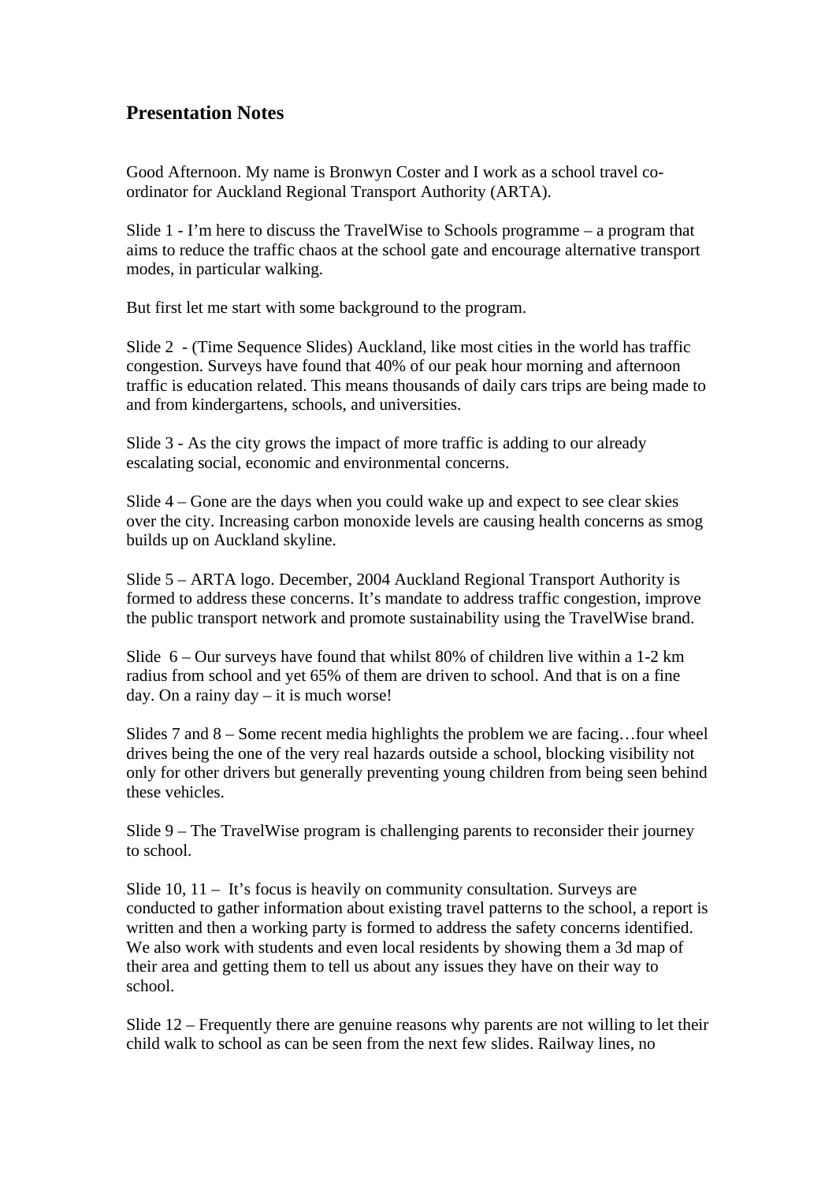## Presentation Notes

Good Afternoon. My name is Bronwyn Coster and I work as a school travel co-ordinator for Auckland Regional Transport Authority (ARTA).

Slide 1 - I'm here to discuss the TravelWise to Schools programme – a program that aims to reduce the traffic chaos at the school gate and encourage alternative transport modes, in particular walking.

But first let me start with some background to the program.

Slide 2 - (Time Sequence Slides) Auckland, like most cities in the world has traffic congestion. Surveys have found that 40% of our peak hour morning and afternoon traffic is education related. This means thousands of daily cars trips are being made to and from kindergartens, schools, and universities.

Slide 3 - As the city grows the impact of more traffic is adding to our already escalating social, economic and environmental concerns.

Slide 4 – Gone are the days when you could wake up and expect to see clear skies over the city. Increasing carbon monoxide levels are causing health concerns as smog builds up on Auckland skyline.

Slide 5 – ARTA logo. December, 2004 Auckland Regional Transport Authority is formed to address these concerns. It's mandate to address traffic congestion, improve the public transport network and promote sustainability using the TravelWise brand.

Slide 6 – Our surveys have found that whilst 80% of children live within a 1-2 km radius from school and yet 65% of them are driven to school. And that is on a fine day. On a rainy day – it is much worse!

Slides 7 and 8 – Some recent media highlights the problem we are facing…four wheel drives being the one of the very real hazards outside a school, blocking visibility not only for other drivers but generally preventing young children from being seen behind these vehicles.

Slide 9 – The TravelWise program is challenging parents to reconsider their journey to school.

Slide 10, 11 – It's focus is heavily on community consultation. Surveys are conducted to gather information about existing travel patterns to the school, a report is written and then a working party is formed to address the safety concerns identified. We also work with students and even local residents by showing them a 3d map of their area and getting them to tell us about any issues they have on their way to school.

Slide 12 – Frequently there are genuine reasons why parents are not willing to let their child walk to school as can be seen from the next few slides. Railway lines, no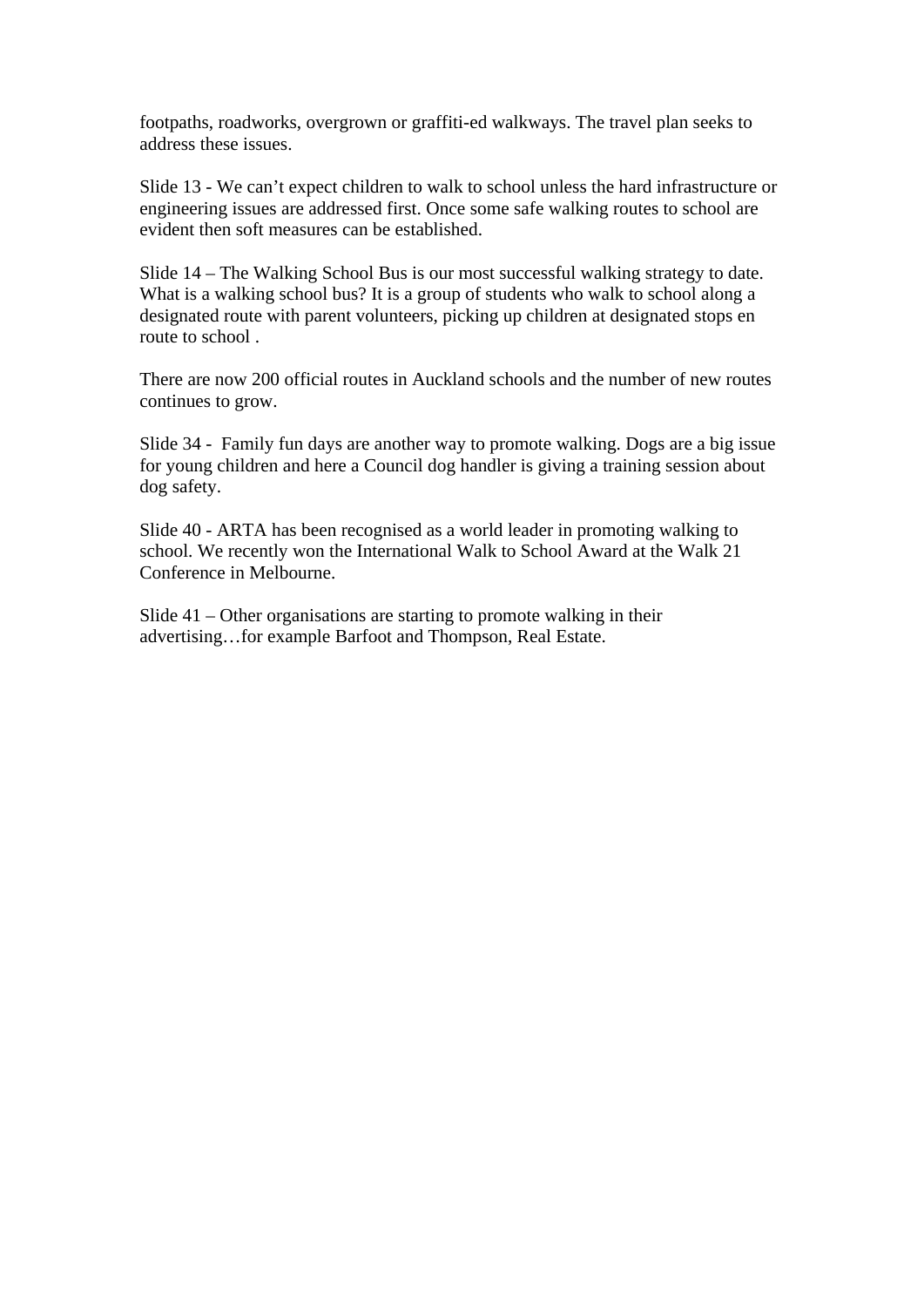footpaths, roadworks, overgrown or graffiti-ed walkways. The travel plan seeks to address these issues.

Slide 13 - We can't expect children to walk to school unless the hard infrastructure or engineering issues are addressed first. Once some safe walking routes to school are evident then soft measures can be established.

Slide 14 – The Walking School Bus is our most successful walking strategy to date. What is a walking school bus? It is a group of students who walk to school along a designated route with parent volunteers, picking up children at designated stops en route to school .

There are now 200 official routes in Auckland schools and the number of new routes continues to grow.

Slide 34 - Family fun days are another way to promote walking. Dogs are a big issue for young children and here a Council dog handler is giving a training session about dog safety.

Slide 40 - ARTA has been recognised as a world leader in promoting walking to school. We recently won the International Walk to School Award at the Walk 21 Conference in Melbourne.

Slide 41 – Other organisations are starting to promote walking in their advertising…for example Barfoot and Thompson, Real Estate.